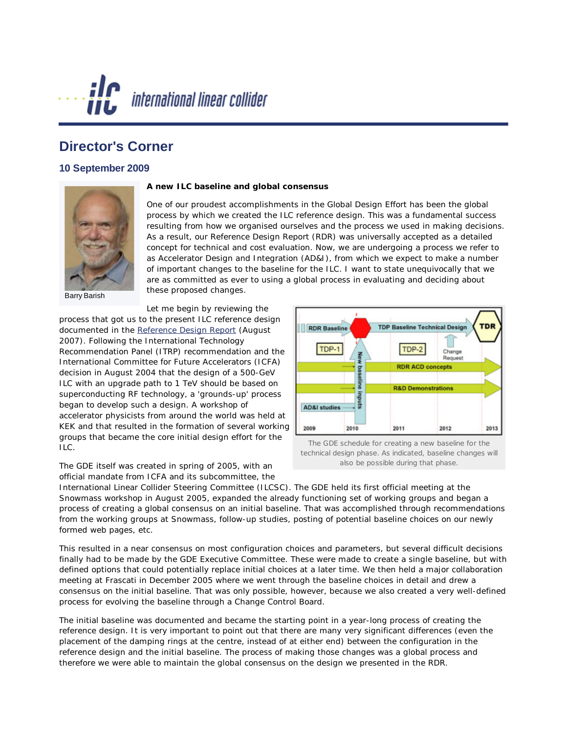# Director's Corner

## 10 September 2009

Barry Barish

**A new ILC baseline and global consensus**

One of our proudest accomplishments in the Global Design Effort has been the global process by which we created the ILC reference design. This was a fundamental success resulting from how we organised ourselves and the process we used in making decisions. As a result, our Reference Design Report (RDR) was universally accepted as a detailed concept for technical and cost evaluation. Now, we are undergoing a process we refer to as Accelerator Design and Integration (AD&I), from which we expect to make a number of important changes to the baseline for the ILC. I want to state unequivocally that we are as committed as ever to using a global process in evaluating and deciding about these proposed changes.

Let me begin by reviewing the process that got us to the present ILC reference design documented in the Reference Design Report (August 2007). Following the International Technology Recommendation Panel (ITRP) recommendation and the International Committee for Future Accelerators (ICFA) decision in August 2004 that the design of a 500-GeV ILC with an upgrade path to 1 TeV should be based on superconducting RF technology, a 'grounds-up' process began to develop such a design. A workshop of accelerator physicists from around the world was held at KEK and that resulted in the formation of several working groups that became the core initial design effort for the ILC.

The GDE schedule for creating a new baseline for the technical design phase. As indicated, baseline changes will also be possible during that phase.

The GDE itself was created in spring of 2005, with an official mandate from ICFA and its subcommittee, the International Linear Collider Steering Committee (ILCSC). The GDE held its first official meeting at the Snowmass workshop in August 2005, expanded the already functioning set of working groups and began a process of creating a global consensus on an initial baseline. That was accomplished through recommendations from the working groups at Snowmass, follow-up studies, posting of potential baseline choices on our newly formed web pages, etc.

This resulted in a near consensus on most configuration choices and parameters, but several difficult decisions finally had to be made by the GDE Executive Committee. These were made to create a single baseline, but with defined options that could potentially replace initial choices at a later time. We then held a major collaboration meeting at Frascati in December 2005 where we went through the baseline choices in detail and drew a consensus on the initial baseline. That was only possible, however, because we also created a very well-defined process for evolving the baseline through a Change Control Board.

The initial baseline was documented and became the starting point in a year-long process of creating the reference design. It is very important to point out that there are many very significant differences (even the placement of the damping rings at the centre, instead of at either end) between the configuration in the reference design and the initial baseline. The process of making those changes was a global process and therefore we were able to maintain the global consensus on the design we presented in the RDR.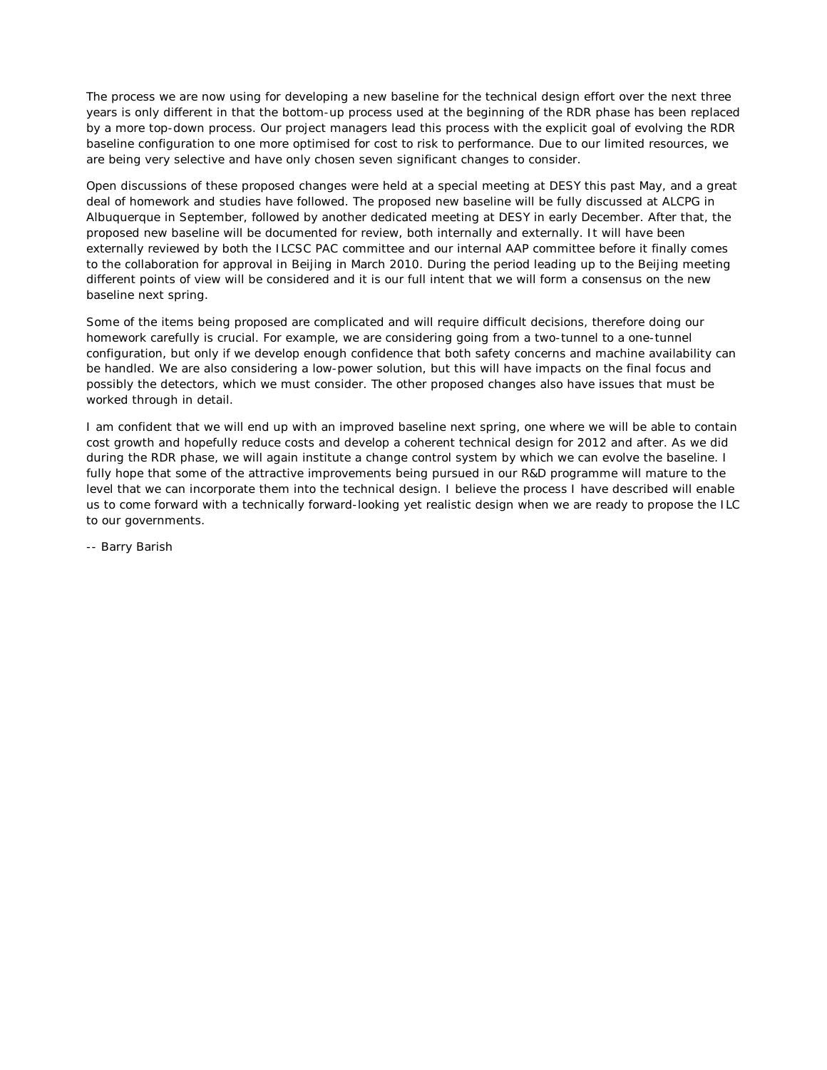The process we are now using for developing a new baseline for the technical design effort over the next three years is only different in that the bottom-up process used at the beginning of the RDR phase has been replaced by a more top-down process. Our project managers lead this process with the explicit goal of evolving the RDR baseline configuration to one more optimised for cost to risk to performance. Due to our limited resources, we are being very selective and have only chosen seven significant changes to consider.

Open discussions of these proposed changes were held at a special meeting at DESY this past May, and a great deal of homework and studies have followed. The proposed new baseline will be fully discussed at ALCPG in Albuquerque in September, followed by another dedicated meeting at DESY in early December. After that, the proposed new baseline will be documented for review, both internally and externally. It will have been externally reviewed by both the ILCSC PAC committee and our internal AAP committee before it finally comes to the collaboration for approval in Beijing in March 2010. During the period leading up to the Beijing meeting different points of view will be considered and it is our full intent that we will form a consensus on the new baseline next spring.

Some of the items being proposed are complicated and will require difficult decisions, therefore doing our homework carefully is crucial. For example, we are considering going from a two-tunnel to a one-tunnel configuration, but only if we develop enough confidence that both safety concerns and machine availability can be handled. We are also considering a low-power solution, but this will have impacts on the final focus and possibly the detectors, which we must consider. The other proposed changes also have issues that must be worked through in detail.

I am confident that we will end up with an improved baseline next spring, one where we will be able to contain cost growth and hopefully reduce costs and develop a coherent technical design for 2012 and after. As we did during the RDR phase, we will again institute a change control system by which we can evolve the baseline. I fully hope that some of the attractive improvements being pursued in our R&D programme will mature to the level that we can incorporate them into the technical design. I believe the process I have described will enable us to come forward with a technically forward-looking yet realistic design when we are ready to propose the ILC to our governments.

-- Barry Barish